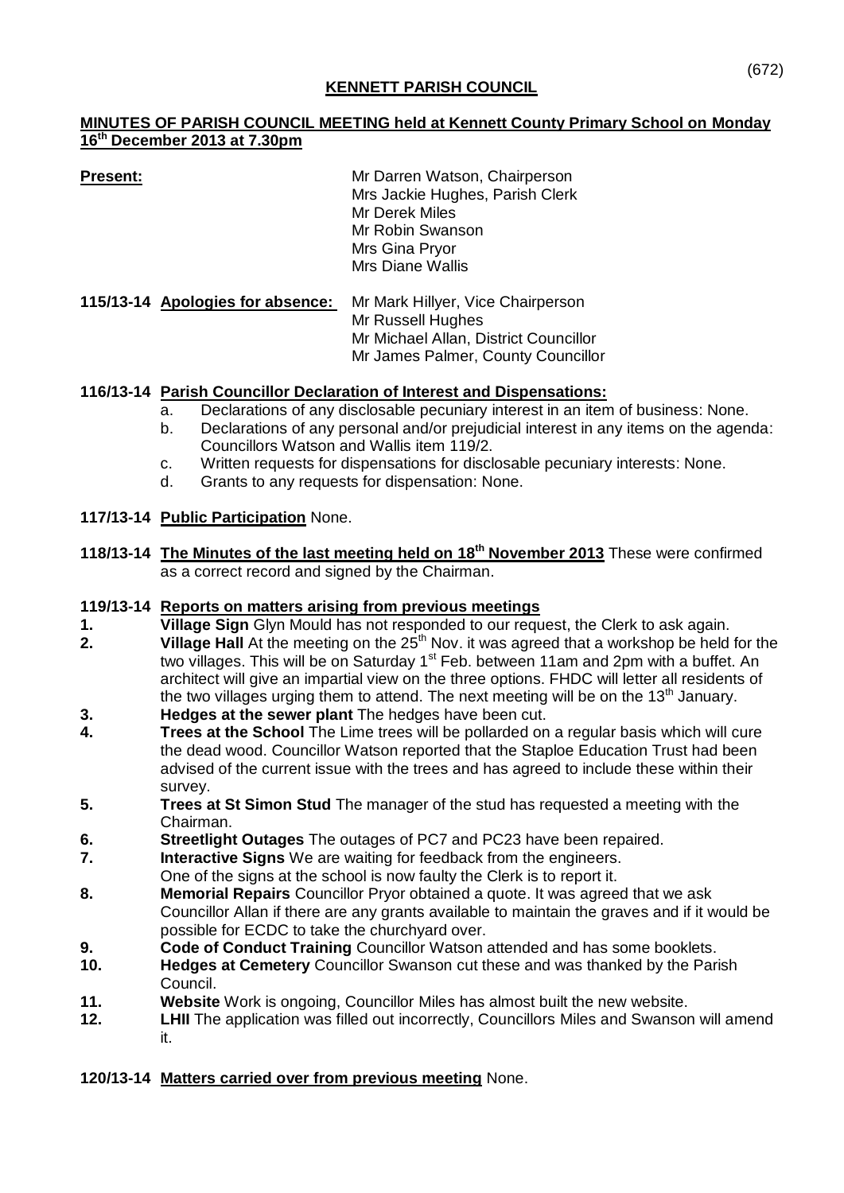# KENNETT PARISH COUNCIL

## MINUTES OF PARISH COUNCIL MEETING held at Kennett County Primary School on Monday 16th December 2013 at 7.30pm

**Present:**

Mr Darren Watson, Chairperson
Mrs Jackie Hughes, Parish Clerk
Mr Derek Miles
Mr Robin Swanson
Mrs Gina Pryor
Mrs Diane Wallis

**115/13-14 Apologies for absence:**

Mr Mark Hillyer, Vice Chairperson
Mr Russell Hughes
Mr Michael Allan, District Councillor
Mr James Palmer, County Councillor

**116/13-14 Parish Councillor Declaration of Interest and Dispensations:**

a. Declarations of any disclosable pecuniary interest in an item of business: None.
b. Declarations of any personal and/or prejudicial interest in any items on the agenda: Councillors Watson and Wallis item 119/2.
c. Written requests for dispensations for disclosable pecuniary interests: None.
d. Grants to any requests for dispensation: None.

**117/13-14 Public Participation** None.

**118/13-14 The Minutes of the last meeting held on 18th November 2013** These were confirmed as a correct record and signed by the Chairman.

**119/13-14 Reports on matters arising from previous meetings**

1. **Village Sign** Glyn Mould has not responded to our request, the Clerk to ask again.
2. **Village Hall** At the meeting on the 25th Nov. it was agreed that a workshop be held for the two villages. This will be on Saturday 1st Feb. between 11am and 2pm with a buffet. An architect will give an impartial view on the three options. FHDC will letter all residents of the two villages urging them to attend. The next meeting will be on the 13th January.
3. **Hedges at the sewer plant** The hedges have been cut.
4. **Trees at the School** The Lime trees will be pollarded on a regular basis which will cure the dead wood. Councillor Watson reported that the Staploe Education Trust had been advised of the current issue with the trees and has agreed to include these within their survey.
5. **Trees at St Simon Stud** The manager of the stud has requested a meeting with the Chairman.
6. **Streetlight Outages** The outages of PC7 and PC23 have been repaired.
7. **Interactive Signs** We are waiting for feedback from the engineers. One of the signs at the school is now faulty the Clerk is to report it.
8. **Memorial Repairs** Councillor Pryor obtained a quote. It was agreed that we ask Councillor Allan if there are any grants available to maintain the graves and if it would be possible for ECDC to take the churchyard over.
9. **Code of Conduct Training** Councillor Watson attended and has some booklets.
10. **Hedges at Cemetery** Councillor Swanson cut these and was thanked by the Parish Council.
11. **Website** Work is ongoing, Councillor Miles has almost built the new website.
12. **LHII** The application was filled out incorrectly, Councillors Miles and Swanson will amend it.

**120/13-14 Matters carried over from previous meeting** None.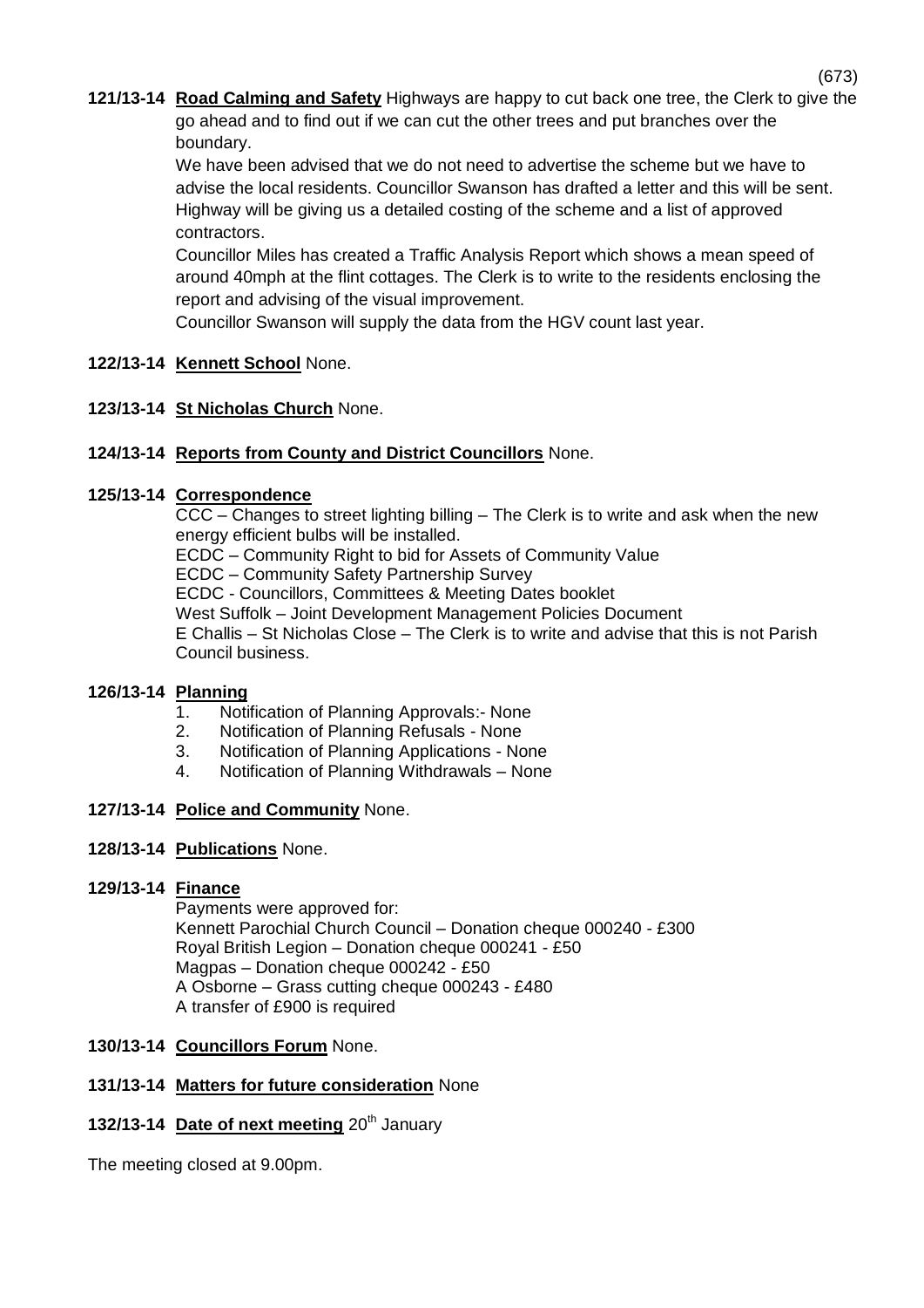**121/13-14 Road Calming and Safety** Highways are happy to cut back one tree, the Clerk to give the go ahead and to find out if we can cut the other trees and put branches over the boundary.

We have been advised that we do not need to advertise the scheme but we have to advise the local residents. Councillor Swanson has drafted a letter and this will be sent. Highway will be giving us a detailed costing of the scheme and a list of approved contractors.

Councillor Miles has created a Traffic Analysis Report which shows a mean speed of around 40mph at the flint cottages. The Clerk is to write to the residents enclosing the report and advising of the visual improvement.

Councillor Swanson will supply the data from the HGV count last year.

**122/13-14 Kennett School** None.

**123/13-14 St Nicholas Church** None.

**124/13-14 Reports from County and District Councillors** None.

**125/13-14 Correspondence**

CCC – Changes to street lighting billing – The Clerk is to write and ask when the new energy efficient bulbs will be installed.
ECDC – Community Right to bid for Assets of Community Value
ECDC – Community Safety Partnership Survey
ECDC - Councillors, Committees & Meeting Dates booklet
West Suffolk – Joint Development Management Policies Document
E Challis – St Nicholas Close – The Clerk is to write and advise that this is not Parish Council business.

**126/13-14 Planning**

1. Notification of Planning Approvals:- None
2. Notification of Planning Refusals - None
3. Notification of Planning Applications - None
4. Notification of Planning Withdrawals – None

**127/13-14 Police and Community** None.

**128/13-14 Publications** None.

**129/13-14 Finance**

Payments were approved for:
Kennett Parochial Church Council – Donation cheque 000240 - £300
Royal British Legion – Donation cheque 000241 - £50
Magpas – Donation cheque 000242 - £50
A Osborne – Grass cutting cheque 000243 - £480
A transfer of £900 is required

**130/13-14 Councillors Forum** None.

**131/13-14 Matters for future consideration** None

**132/13-14 Date of next meeting** 20th January

The meeting closed at 9.00pm.